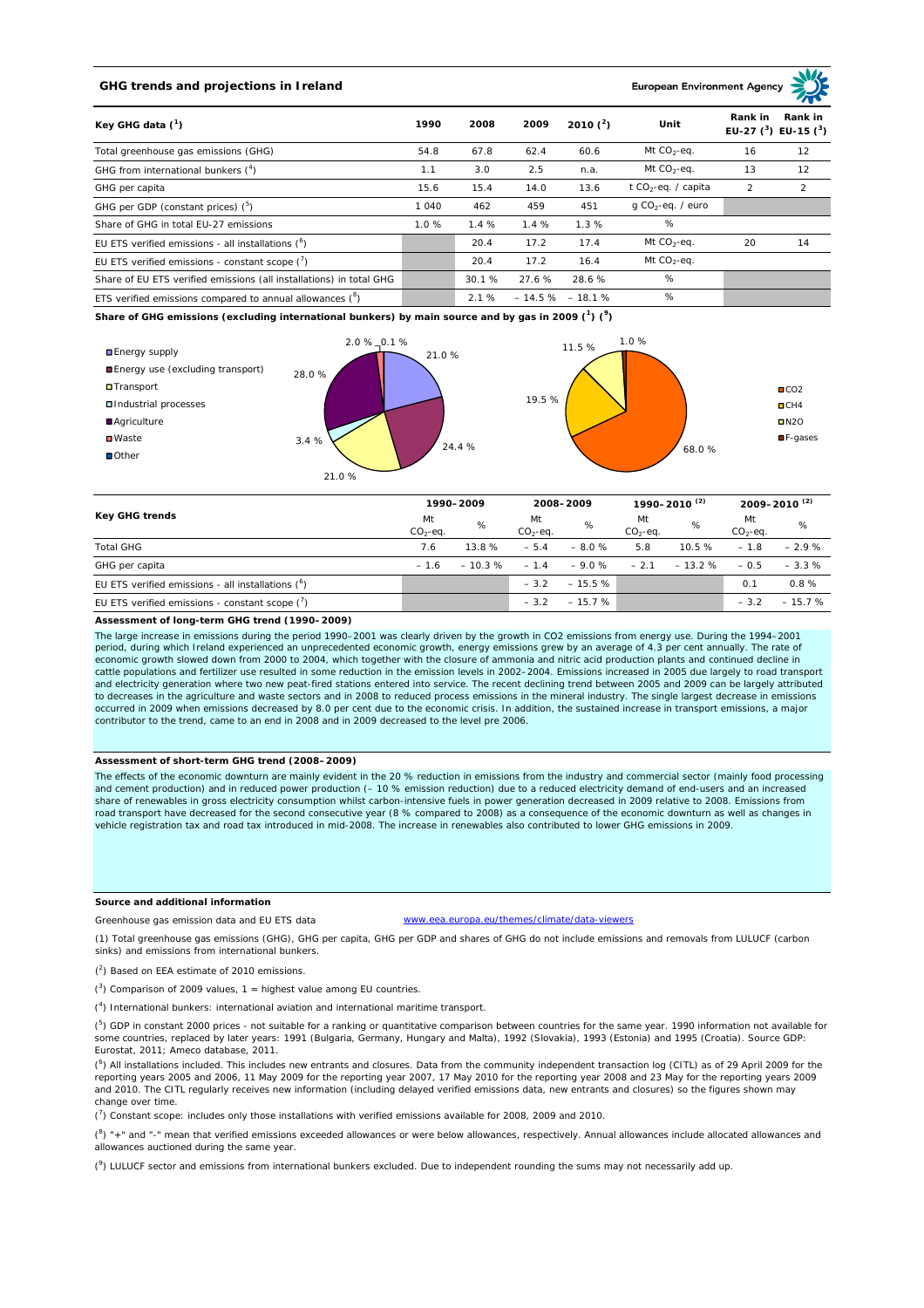## GHG trends and projections in Ireland

European Environment Agency

| Key GHG data (1) | 1990 | 2008 | 2009 | 2010 (2) | Unit | Rank in EU-27 (3) | Rank in EU-15 (3) |
|---|---|---|---|---|---|---|---|
| Total greenhouse gas emissions (GHG) | 54.8 | 67.8 | 62.4 | 60.6 | Mt $CO_2$-eq. | 16 | 12 |
| GHG from international bunkers (4) | 1.1 | 3.0 | 2.5 | n.a. | Mt $CO_2$-eq. | 13 | 12 |
| GHG per capita | 15.6 | 15.4 | 14.0 | 13.6 | t $CO_2$-eq. / capita | 2 | 2 |
| GHG per GDP (constant prices) (5) | 1 040 | 462 | 459 | 451 | g $CO_2$-eq. / euro | | |
| Share of GHG in total EU-27 emissions | 1.0 % | 1.4 % | 1.4 % | 1.3 % | % | | |
| EU ETS verified emissions - all installations (6) | | 20.4 | 17.2 | 17.4 | Mt $CO_2$-eq. | 20 | 14 |
| EU ETS verified emissions - constant scope (7) | | 20.4 | 17.2 | 16.4 | Mt $CO_2$-eq. | | |
| Share of EU ETS verified emissions (all installations) in total GHG | | 30.1 % | 27.6 % | 28.6 % | % | | |
| ETS verified emissions compared to annual allowances (8) | | 2.1 % | – 14.5 % | – 18.1 % | % | | |

**Share of GHG emissions (excluding international bunkers) by main source and by gas in 2009 (1) (9)**

By main source: Energy supply 21.0 %; Energy use (excluding transport) 24.4 %; Transport 21.0 %; Industrial processes 3.4 %; Agriculture 28.0 %; Waste 2.0 %; Other 0.1 %

By gas: $CO_2$ 68.0 %; $CH_4$ 19.5 %; $N_2O$ 11.5 %; F-gases 1.0 %

| Key GHG trends | 1990–2009 | | 2008–2009 | | 1990–2010 (2) | | 2009–2010 (2) | |
|---|---|---|---|---|---|---|---|---|
| | Mt $CO_2$-eq. | % | Mt $CO_2$-eq. | % | Mt $CO_2$-eq. | % | Mt $CO_2$-eq. | % |
| Total GHG | 7.6 | 13.8 % | – 5.4 | – 8.0 % | 5.8 | 10.5 % | – 1.8 | – 2.9 % |
| GHG per capita | – 1.6 | – 10.3 % | – 1.4 | – 9.0 % | – 2.1 | – 13.2 % | – 0.5 | – 3.3 % |
| EU ETS verified emissions - all installations (6) | | | – 3.2 | – 15.5 % | | | 0.1 | 0.8 % |
| EU ETS verified emissions - constant scope (7) | | | – 3.2 | – 15.7 % | | | – 3.2 | – 15.7 % |

### Assessment of long-term GHG trend (1990–2009)

The large increase in emissions during the period 1990–2001 was clearly driven by the growth in CO2 emissions from energy use. During the 1994–2001 period, during which Ireland experienced an unprecedented economic growth, energy emissions grew by an average of 4.3 per cent annually. The rate of economic growth slowed down from 2000 to 2004, which together with the closure of ammonia and nitric acid production plants and continued decline in cattle populations and fertilizer use resulted in some reduction in the emission levels in 2002–2004. Emissions increased in 2005 due largely to road transport and electricity generation where two new peat-fired stations entered into service. The recent declining trend between 2005 and 2009 can be largely attributed to decreases in the agriculture and waste sectors and in 2008 to reduced process emissions in the mineral industry. The single largest decrease in emissions occurred in 2009 when emissions decreased by 8.0 per cent due to the economic crisis. In addition, the sustained increase in transport emissions, a major contributor to the trend, came to an end in 2008 and in 2009 decreased to the level pre 2006.

### Assessment of short-term GHG trend (2008–2009)

The effects of the economic downturn are mainly evident in the 20 % reduction in emissions from the industry and commercial sector (mainly food processing and cement production) and in reduced power production (– 10 % emission reduction) due to a reduced electricity demand of end-users and an increased share of renewables in gross electricity consumption whilst carbon-intensive fuels in power generation decreased in 2009 relative to 2008. Emissions from road transport have decreased for the second consecutive year (8 % compared to 2008) as a consequence of the economic downturn as well as changes in vehicle registration tax and road tax introduced in mid-2008. The increase in renewables also contributed to lower GHG emissions in 2009.

### Source and additional information

Greenhouse gas emission data and EU ETS data www.eea.europa.eu/themes/climate/data-viewers

(1) Total greenhouse gas emissions (GHG), GHG per capita, GHG per GDP and shares of GHG do not include emissions and removals from LULUCF (carbon sinks) and emissions from international bunkers.

(2) Based on EEA estimate of 2010 emissions.

(3) Comparison of 2009 values, 1 = highest value among EU countries.

(4) International bunkers: international aviation and international maritime transport.

(5) GDP in constant 2000 prices - not suitable for a ranking or quantitative comparison between countries for the same year. 1990 information not available for some countries, replaced by later years: 1991 (Bulgaria, Germany, Hungary and Malta), 1992 (Slovakia), 1993 (Estonia) and 1995 (Croatia). Source GDP: Eurostat, 2011; Ameco database, 2011.

(6) All installations included. This includes new entrants and closures. Data from the community independent transaction log (CITL) as of 29 April 2009 for the reporting years 2005 and 2006, 11 May 2009 for the reporting year 2007, 17 May 2010 for the reporting year 2008 and 23 May for the reporting years 2009 and 2010. The CITL regularly receives new information (including delayed verified emissions data, new entrants and closures) so the figures shown may change over time.

(7) Constant scope: includes only those installations with verified emissions available for 2008, 2009 and 2010.

(8) "+" and "-" mean that verified emissions exceeded allowances or were below allowances, respectively. Annual allowances include allocated allowances and allowances auctioned during the same year.

(9) LULUCF sector and emissions from international bunkers excluded. Due to independent rounding the sums may not necessarily add up.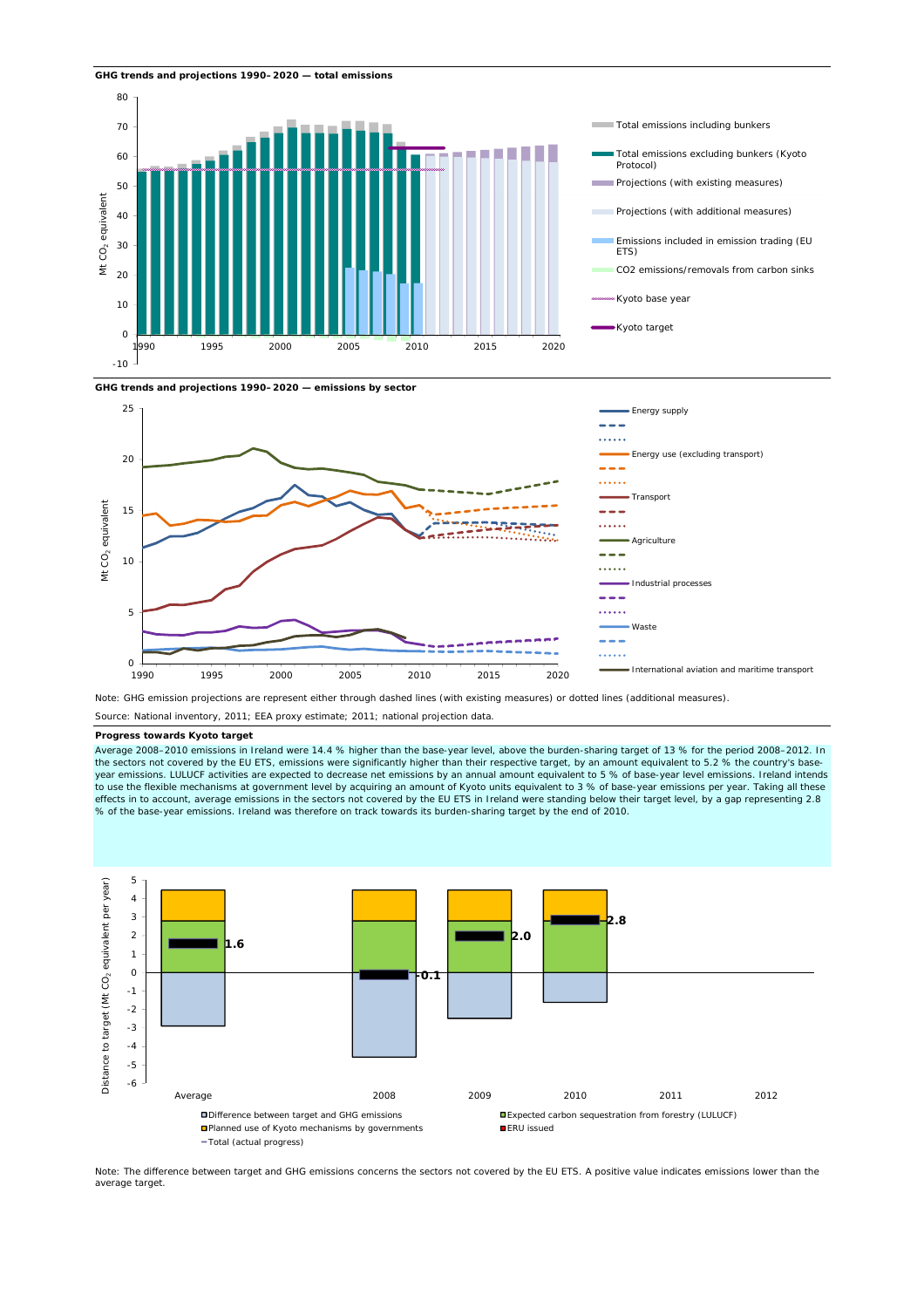**GHG trends and projections 1990–2020 — total emissions**

80
70
60
50
40
30
20
10
0
-10

Mt $CO_2$ equivalent

1990
1995
2000
2005
2010
2015
2020

Total emissions including bunkers
Total emissions excluding bunkers (Kyoto Protocol)
Projections (with existing measures)
Projections (with additional measures)
Emissions included in emission trading (EU ETS)
CO2 emissions/removals from carbon sinks
Kyoto base year
Kyoto target

**GHG trends and projections 1990–2020 — emissions by sector**

25
20
15
10
5
0

Mt $CO_2$ equivalent

1990
1995
2000
2005
2010
2015
2020

Energy supply
Energy use (excluding transport)
Transport
Agriculture
Industrial processes
Waste
International aviation and maritime transport

Note: GHG emission projections are represent either through dashed lines (with existing measures) or dotted lines (additional measures).

Source: National inventory, 2011; EEA proxy estimate; 2011; national projection data.

**Progress towards Kyoto target**

Average 2008–2010 emissions in Ireland were 14.4 % higher than the base-year level, above the burden-sharing target of 13 % for the period 2008–2012. In the sectors not covered by the EU ETS, emissions were significantly higher than their respective target, by an amount equivalent to 5.2 % the country's base-year emissions. LULUCF activities are expected to decrease net emissions by an annual amount equivalent to 5 % of base-year level emissions. Ireland intends to use the flexible mechanisms at government level by acquiring an amount of Kyoto units equivalent to 3 % of base-year emissions per year. Taking all these effects in to account, average emissions in the sectors not covered by the EU ETS in Ireland were standing below their target level, by a gap representing 2.8 % of the base-year emissions. Ireland was therefore on track towards its burden-sharing target by the end of 2010.

Distance to target (Mt $CO_2$ equivalent per year)

5
4
3
2
1
0
-1
-2
-3
-4
-5
-6

1.6
-0.1
2.0
2.8

Average
2008
2009
2010
2011
2012

Difference between target and GHG emissions
Expected carbon sequestration from forestry (LULUCF)
Planned use of Kyoto mechanisms by governments
ERU issued
Total (actual progress)

Note: The difference between target and GHG emissions concerns the sectors not covered by the EU ETS. A positive value indicates emissions lower than the average target.